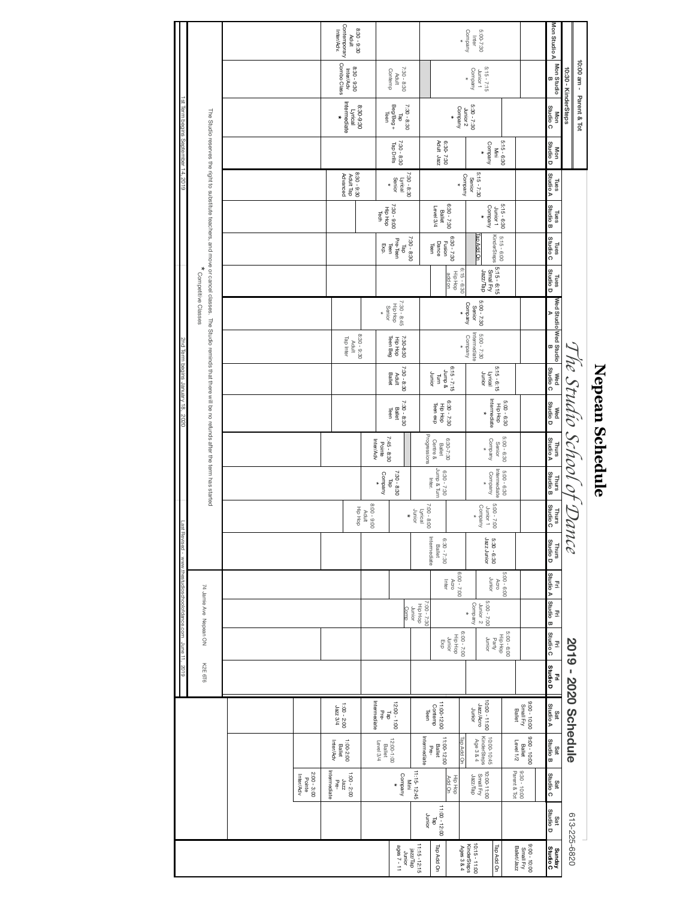# Nepean Schedule

*The Studio School of Dance*

**2019 - 2020 Schedule**

613-225-6820

10:00 am - Parent & Tot
10:30 - KinderSteps

## Monday

| Mon Studio A | Mon Studio B | Mon Studio C | Mon Studio D |
|---|---|---|---|
| 5:00-7:30 Inter Company * | 5:15 - 7:15 Junior 1 Company * | 5:30 - 7:30 Junior 2 Company * | 5:15 - 6:30 Mini Company * |
| 8:30 - 9:30 Adult Contemporary Inter/Adv | 7:30 - 8:30 Adult Contemp | 7:30 - 8:30 Tap Beg/Beg + Teen | 6:30- 7:30 Adult Jazz |
| | 8:30 - 9:30 Inter/Adv Combo Class | 8:30-9:30 Lyrical Intermediate * | 7:30 - 8:30 Tap Drills |

## Tuesday

| Tues Studio A | Tues Studio B | Tues Studio C | Tues Studio D |
|---|---|---|---|
| 5:15 - 7:30 Senior Company * | 5:15 - 6:30 Junior 1 Company * | 5:15 - 6:00 KinderSteps | 5:15 - 6:15 Small Fry Jazz/Tap |
| 7:30 - 8:30 Lyrical Senior * | 6:30 - 7:30 Ballet Level 3/4 | Tap Add On | 6:15 - 6:30 Hip Hop add on |
| 8:30 - 9:30 Adult Tap Advanced | 7:30 - 9:00 Hip Hop Tech | 6:30 - 7:30 Fusion Dance Teen | |
| | | 7:30 - 8:30 Tap Pre-Teen Teen Exp. | |

## Wednesday

| Wed Studio A | Wed Studio B | Wed Studio C | Wed Studio D |
|---|---|---|---|
| 5:00 - 7:30 Senior Company * | 5:00 - 7:30 Intermediate Company * | 5:15 - 6:15 Lyrical Junior | 5:00 - 6:30 Hip Hop Intermediate * |
| 7:30 - 8:45 Hip Hop Senior * | 7:30-8:30 Hip Hop Teen Beg | 6:15 - 7:15 Jump & Turn Junior | 6:30 - 7:30 Hip Hop Teen exp |
| | 8:30 - 9:30 Adult Tap Inter | 7:30 - 8:30 Adult Ballet | 7:30 - 8:30 Ballet Teen |

## Thursday

| Thurs Studio A | Thurs Studio B | Thurs Studio C | Thurs Studio D |
|---|---|---|---|
| 5:00 - 6:30 Senior Company * | 5:00 - 6:30 Intermediate Company * | 5:00 - 7:00 Junior 1 Company * | 5:30 - 6:30 Jazz Junior |
| 6:30-7:30 Ballet Centre & Progressions | 6:30 - 7:30 Jump & Turn Inter. | 7:00 - 8:00 Lyrical Junior * | 6:30 - 7:30 Ballet Intermediate |
| 7:45 - 8:30 Pointe Inter/Adv | 7:30 - 8:30 Tap Company * | 8:00 - 9:00 Adult Hip Hop | |

## Friday

| Fri Studio A | Fri Studio B | Fri Studio C | Fri Studio D |
|---|---|---|---|
| 5:00 - 6:00 Acro Junior | 5:00 - 7:00 Junior 2 Company * | 5:00 - 6:00 Hip Hop Party Junior | |
| 6:00 - 7:00 Acro Inter | 7:00 - 7:30 Hip Hop Junior Comp. | 6:00 - 7:00 Hip Hop Junior Exp | |

## Saturday

| Sat Studio A | Sat Studio B | Sat Studio C | Sat Studio D |
|---|---|---|---|
| 9:00 - 10:00 Small Fry Ballet | 9:00 - 10:00 Ballet Level 1/2 | 9:30 - 10:00 Parent & Tot | |
| 10:00 - 11:00 Jazz/Acro Junior | 10:00 - 10:45 KinderSteps Age 3 & 4 | 10:00 - 11:00 Small Fry Jazz/Tap | 11:00 - 12:00 Tap Junior |
| 11:00-12:00 Contemp Teen | Tap Add On | Hip Hop Add On | |
| 12:00 - 1:00 Tap Pre-Intermediate | 11:00-12:00 Ballet Pre-Intermediate | 11:15 - 12:45 Mini Company * | |
| 1:00 - 2:00 Jazz 3/4 | 12:00-1:00 Ballet Level 3/4 | 1:00 - 2:00 Jazz Pre-Intermediate | |
| | 1:00-2:00 Ballet Inter/Adv | 2:00 - 3:00 Pointe Inter/Adv | |

## Sunday

| Sunday Studio C |
|---|
| 9:00 - 10:00 Small Fry Ballet/Jazz |
| Tap Add On |
| 10:15 - 11:00 KinderSteps Ages 3 & 4 |
| Tap Add On |
| 11:15 - 12:15 Jazz/Tap Junior ages 7 - 11 |

The Studio reserves the right to substitute teachers, and move or cancel classes. The Studio reminds that there will be no refunds after the term has started

\* Competitive Classes

74 Jamie Ave Nepean ON K2E 6T6

1st Term begins September 14, 2019 | 2nd Term begins January 18, 2020 | Last Revised www.thestudioschoolofdance.com June 11, 2019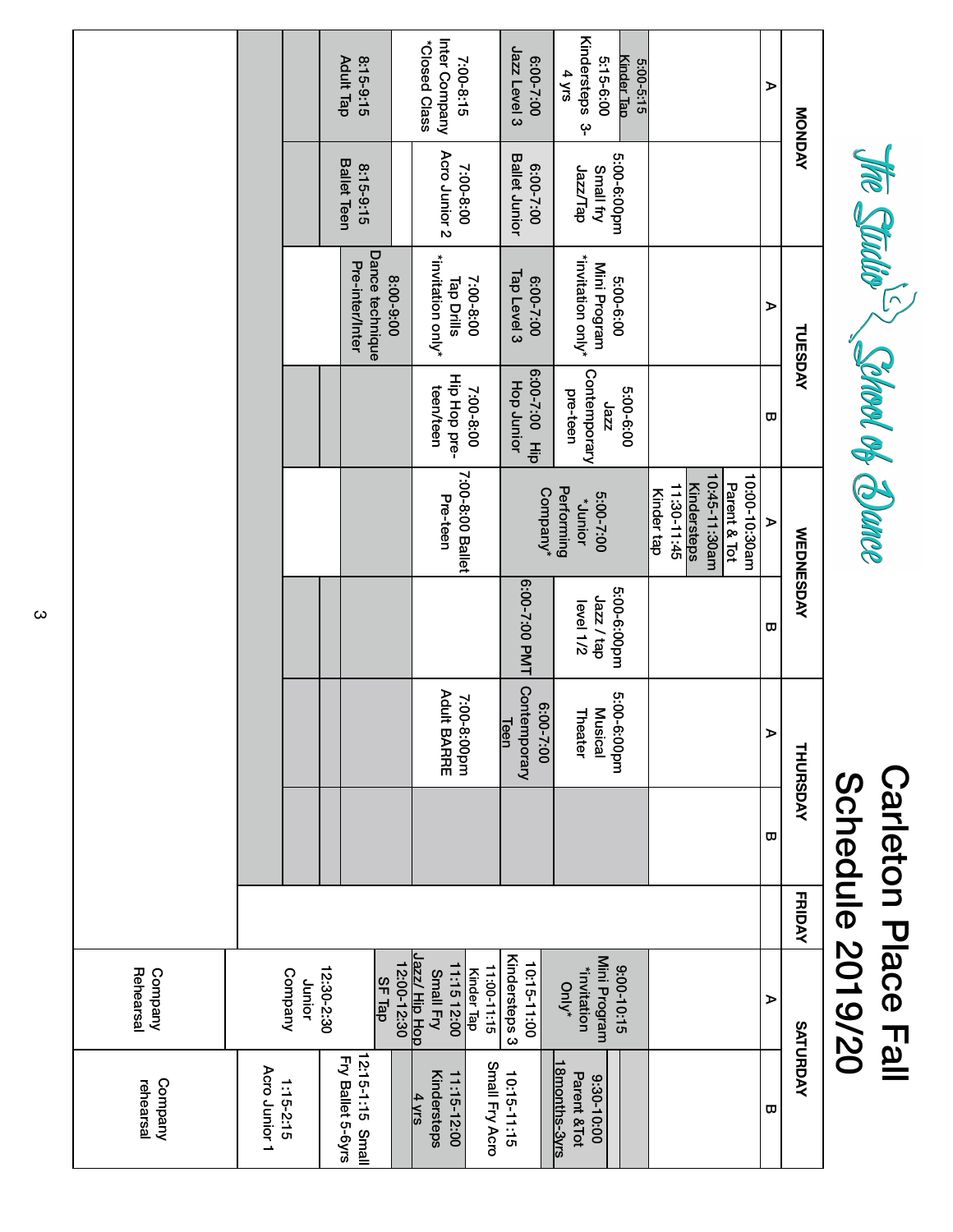# Carleton Place Fall Schedule 2019/20

The Studio School of Dance

| MONDAY A | MONDAY B | TUESDAY A | TUESDAY B | WEDNESDAY A | WEDNESDAY B | THURSDAY A | THURSDAY B | FRIDAY |
|---|---|---|---|---|---|---|---|---|
| | | | | 10:00-10:30am Parent & Tot<br>10:45-11:30am Kindersteps<br>11:30-11:45 Kinder tap | | | | |
| 5:00-5:15 Kinder Tap<br>5:15-6:00 Kindersteps 3-4 yrs | 5:00-6:00pm Small fry Jazz/Tap | 5:00-6:00 Mini Program *invitation only* | 5:00-6:00 Jazz Contemporary pre-teen | 5:00-7:00 *Junior Performing Company* | 5:00-6:00pm Jazz / tap level 1/2 | 5:00-6:00pm Musical Theater | | |
| 6:00-7:00 Jazz Level 3 | 6:00-7:00 Ballet Junior | 6:00-7:00 Tap Level 3 | 6:00-7:00 Hip Hop Junior | | 6:00-7:00 PMT | 6:00-7:00 Contemporary Teen | | |
| 7:00-8:15 Inter Company *Closed Class | 7:00-8:00 Acro Junior 2 | 7:00-8:00 Tap Drills *invitation only* | 7:00-8:00 Hip Hop pre-teen/teen | 7:00-8:00 Ballet Pre-teen | | 7:00-8:00pm Adult BARRE | | |
| 8:15-9:15 Adult Tap | 8:15-9:15 Ballet Teen | 8:00-9:00 Dance technique Pre-inter/Inter | | | | | | |

| SATURDAY A | SATURDAY B |
|---|---|
| 9:00-10:15 Mini Program *invitation Only* | 9:30-10:00 Parent &Tot 18months-3yrs |
| 10:15-11:00 Kindersteps 3 | 10:15-11:15 Small Fry Acro |
| 11:00-11:15 Kinder Tap | |
| 11:15 12:00 Small Fry Jazz/Hip Hop | 11:15-12:00 Kindersteps 4 yrs |
| 12:00-12:30 SF Tap | 12:15-1:15 Small Fry Ballet 5-6yrs |
| 12:30-2:30 Junior Company | 1:15-2:15 Acro Junior 1 |
| Company Rehearsal | Company rehearsal |